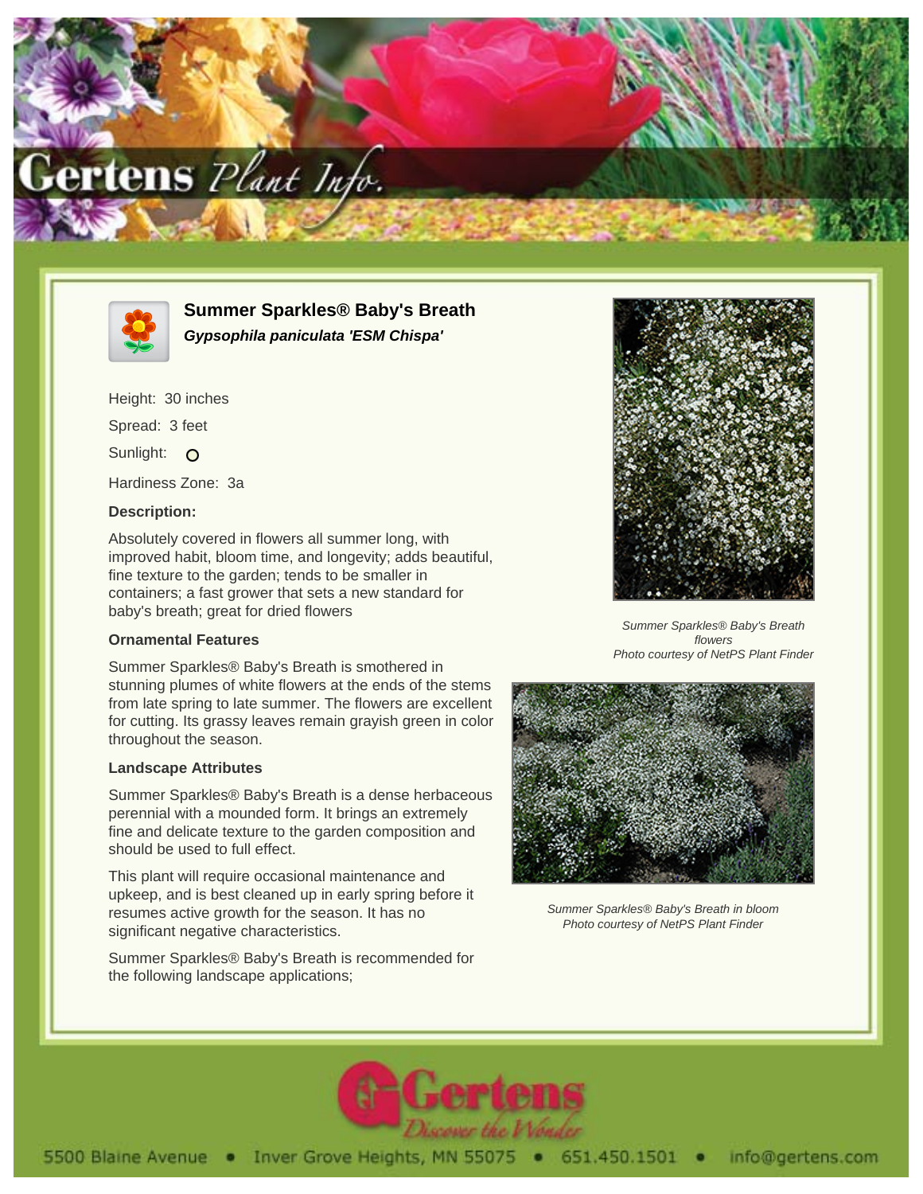# Summer Sparkles® Baby's Breath

***Gypsophila paniculata 'ESM Chispa'***

Height: 30 inches

Spread: 3 feet

Sunlight: O

Hardiness Zone: 3a

### Description:

Absolutely covered in flowers all summer long, with improved habit, bloom time, and longevity; adds beautiful, fine texture to the garden; tends to be smaller in containers; a fast grower that sets a new standard for baby's breath; great for dried flowers

### Ornamental Features

Summer Sparkles® Baby's Breath is smothered in stunning plumes of white flowers at the ends of the stems from late spring to late summer. The flowers are excellent for cutting. Its grassy leaves remain grayish green in color throughout the season.

### Landscape Attributes

Summer Sparkles® Baby's Breath is a dense herbaceous perennial with a mounded form. It brings an extremely fine and delicate texture to the garden composition and should be used to full effect.

This plant will require occasional maintenance and upkeep, and is best cleaned up in early spring before it resumes active growth for the season. It has no significant negative characteristics.

Summer Sparkles® Baby's Breath is recommended for the following landscape applications;

*Summer Sparkles® Baby's Breath flowers*
*Photo courtesy of NetPS Plant Finder*

*Summer Sparkles® Baby's Breath in bloom*
*Photo courtesy of NetPS Plant Finder*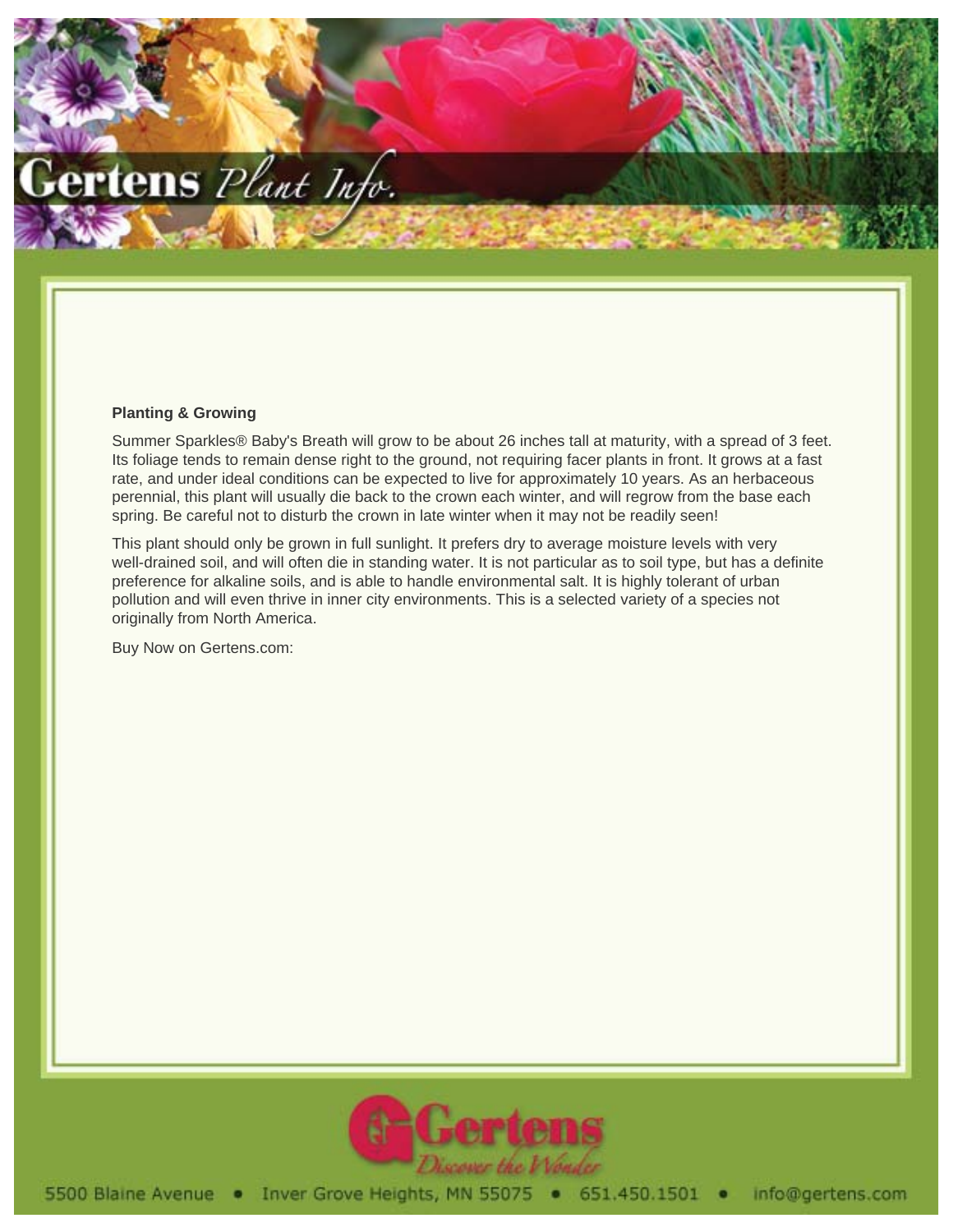### Planting & Growing

Summer Sparkles® Baby's Breath will grow to be about 26 inches tall at maturity, with a spread of 3 feet. Its foliage tends to remain dense right to the ground, not requiring facer plants in front. It grows at a fast rate, and under ideal conditions can be expected to live for approximately 10 years. As an herbaceous perennial, this plant will usually die back to the crown each winter, and will regrow from the base each spring. Be careful not to disturb the crown in late winter when it may not be readily seen!

This plant should only be grown in full sunlight. It prefers dry to average moisture levels with very well-drained soil, and will often die in standing water. It is not particular as to soil type, but has a definite preference for alkaline soils, and is able to handle environmental salt. It is highly tolerant of urban pollution and will even thrive in inner city environments. This is a selected variety of a species not originally from North America.

Buy Now on Gertens.com: